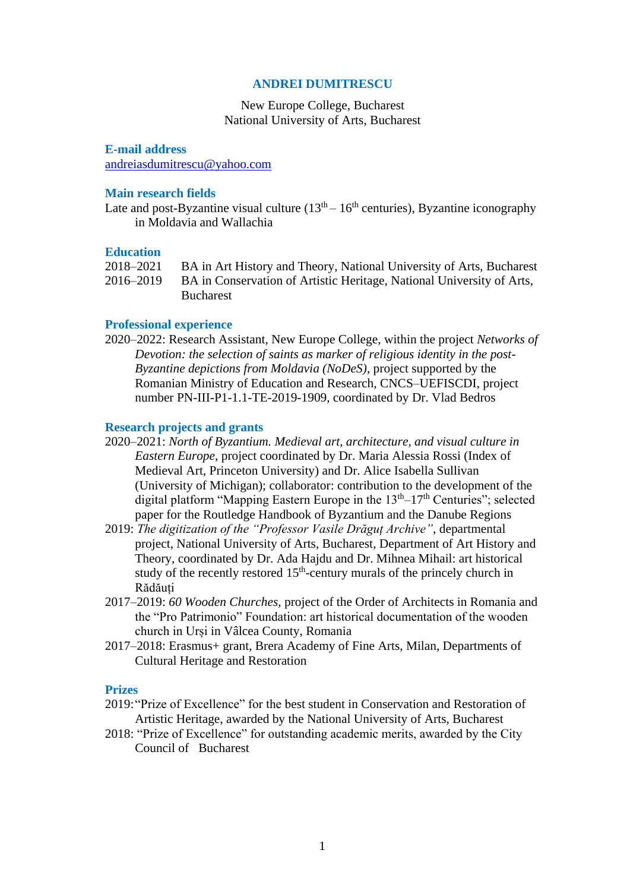# ANDREI DUMITRESCU

New Europe College, Bucharest
National University of Arts, Bucharest

## E-mail address

andreiasdumitrescu@yahoo.com

## Main research fields

Late and post-Byzantine visual culture (13th – 16th centuries), Byzantine iconography in Moldavia and Wallachia

## Education

2018–2021 BA in Art History and Theory, National University of Arts, Bucharest
2016–2019 BA in Conservation of Artistic Heritage, National University of Arts, Bucharest

## Professional experience

2020–2022: Research Assistant, New Europe College, within the project *Networks of Devotion: the selection of saints as marker of religious identity in the post-Byzantine depictions from Moldavia (NoDeS)*, project supported by the Romanian Ministry of Education and Research, CNCS–UEFISCDI, project number PN-III-P1-1.1-TE-2019-1909, coordinated by Dr. Vlad Bedros

## Research projects and grants

2020–2021: *North of Byzantium. Medieval art, architecture, and visual culture in Eastern Europe*, project coordinated by Dr. Maria Alessia Rossi (Index of Medieval Art, Princeton University) and Dr. Alice Isabella Sullivan (University of Michigan); collaborator: contribution to the development of the digital platform "Mapping Eastern Europe in the 13th–17th Centuries"; selected paper for the Routledge Handbook of Byzantium and the Danube Regions

2019: *The digitization of the "Professor Vasile Drăguț Archive"*, departmental project, National University of Arts, Bucharest, Department of Art History and Theory, coordinated by Dr. Ada Hajdu and Dr. Mihnea Mihail: art historical study of the recently restored 15th-century murals of the princely church in Rădăuți

2017–2019: *60 Wooden Churches*, project of the Order of Architects in Romania and the "Pro Patrimonio" Foundation: art historical documentation of the wooden church in Urși in Vâlcea County, Romania

2017–2018: Erasmus+ grant, Brera Academy of Fine Arts, Milan, Departments of Cultural Heritage and Restoration

## Prizes

2019: "Prize of Excellence" for the best student in Conservation and Restoration of Artistic Heritage, awarded by the National University of Arts, Bucharest

2018: "Prize of Excellence" for outstanding academic merits, awarded by the City Council of Bucharest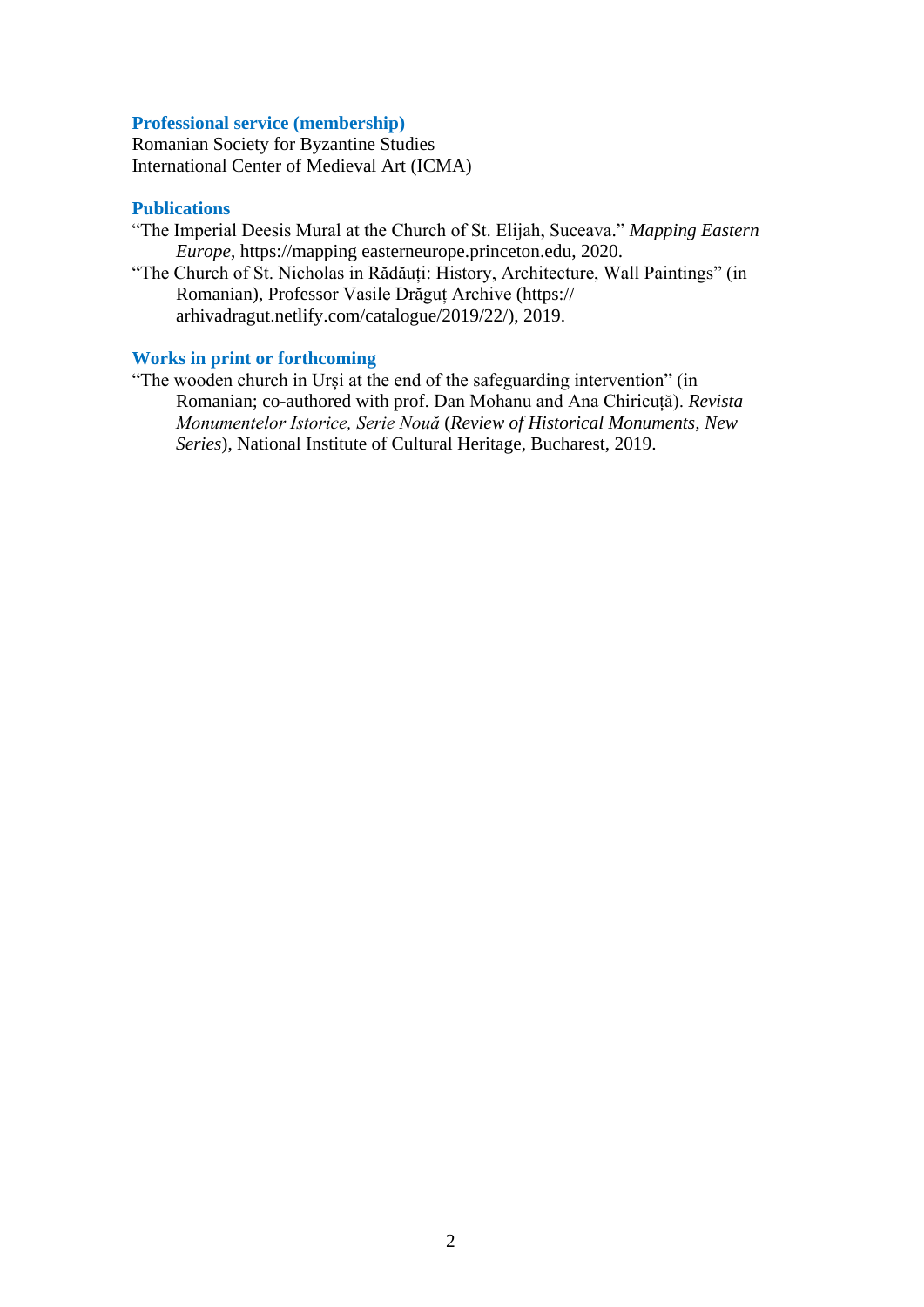## Professional service (membership)

Romanian Society for Byzantine Studies
International Center of Medieval Art (ICMA)

## Publications

“The Imperial Deesis Mural at the Church of St. Elijah, Suceava.” *Mapping Eastern Europe*, https://mapping easterneurope.princeton.edu, 2020.

“The Church of St. Nicholas in Rădăuți: History, Architecture, Wall Paintings” (in Romanian), Professor Vasile Drăguț Archive (https:// arhivadragut.netlify.com/catalogue/2019/22/), 2019.

## Works in print or forthcoming

“The wooden church in Urși at the end of the safeguarding intervention” (in Romanian; co-authored with prof. Dan Mohanu and Ana Chiricuță). *Revista Monumentelor Istorice, Serie Nouă* (*Review of Historical Monuments, New Series*), National Institute of Cultural Heritage, Bucharest, 2019.